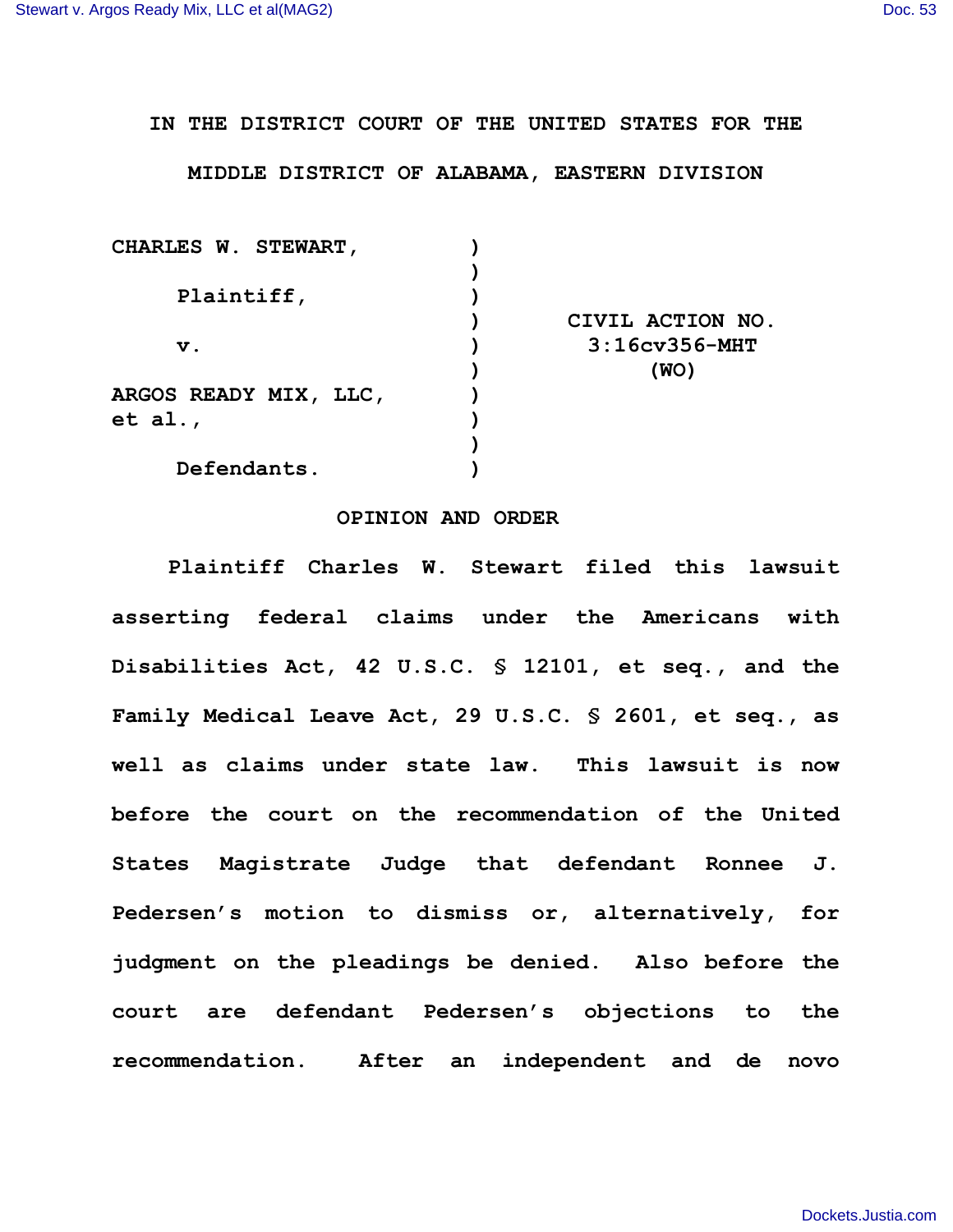IN THE DISTRICT COURT OF THE UNITED STATES FOR THE

MIDDLE DISTRICT OF ALABAMA, EASTERN DIVISION

| | | |
|---|---|---|
| CHARLES W. STEWART, | ) | |
| | ) | |
| Plaintiff, | ) | |
| | ) | CIVIL ACTION NO. |
| v. | ) | 3:16cv356-MHT |
| | ) | (WO) |
| ARGOS READY MIX, LLC, | ) | |
| et al., | ) | |
| | ) | |
| Defendants. | ) | |

## OPINION AND ORDER

Plaintiff Charles W. Stewart filed this lawsuit asserting federal claims under the Americans with Disabilities Act, 42 U.S.C. § 12101, et seq., and the Family Medical Leave Act, 29 U.S.C. § 2601, et seq., as well as claims under state law. This lawsuit is now before the court on the recommendation of the United States Magistrate Judge that defendant Ronnee J. Pedersen's motion to dismiss or, alternatively, for judgment on the pleadings be denied. Also before the court are defendant Pedersen's objections to the recommendation. After an independent and de novo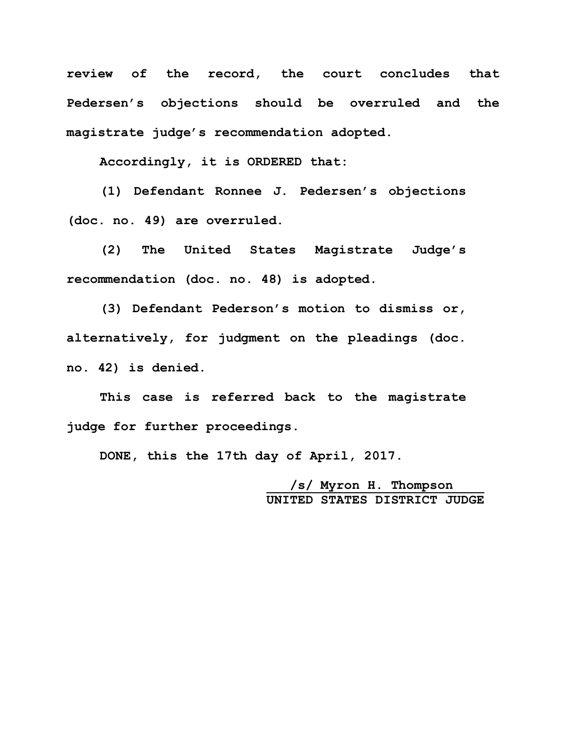review of the record, the court concludes that Pedersen's objections should be overruled and the magistrate judge's recommendation adopted.

Accordingly, it is ORDERED that:

(1) Defendant Ronnee J. Pedersen's objections (doc. no. 49) are overruled.

(2) The United States Magistrate Judge's recommendation (doc. no. 48) is adopted.

(3) Defendant Pederson's motion to dismiss or, alternatively, for judgment on the pleadings (doc. no. 42) is denied.

This case is referred back to the magistrate judge for further proceedings.

DONE, this the 17th day of April, 2017.

/s/ Myron H. Thompson
UNITED STATES DISTRICT JUDGE